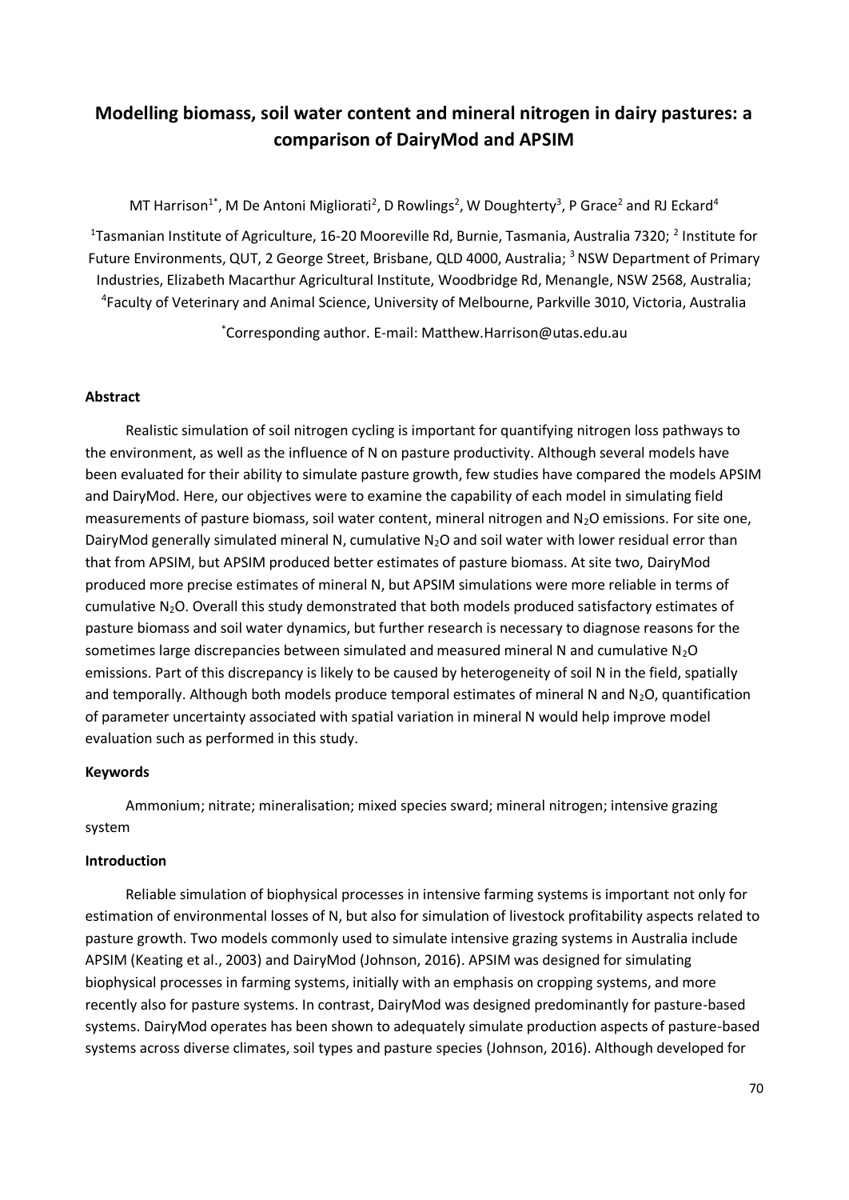# Modelling biomass, soil water content and mineral nitrogen in dairy pastures: a comparison of DairyMod and APSIM

MT Harrison[1*], M De Antoni Migliorati[2], D Rowlings[2], W Dougherty[3], P Grace[2] and RJ Eckard[4]

[1]Tasmanian Institute of Agriculture, 16-20 Mooreville Rd, Burnie, Tasmania, Australia 7320; [2] Institute for Future Environments, QUT, 2 George Street, Brisbane, QLD 4000, Australia; [3] NSW Department of Primary Industries, Elizabeth Macarthur Agricultural Institute, Woodbridge Rd, Menangle, NSW 2568, Australia; [4]Faculty of Veterinary and Animal Science, University of Melbourne, Parkville 3010, Victoria, Australia

[*]Corresponding author. E-mail: Matthew.Harrison@utas.edu.au

### Abstract

Realistic simulation of soil nitrogen cycling is important for quantifying nitrogen loss pathways to the environment, as well as the influence of N on pasture productivity. Although several models have been evaluated for their ability to simulate pasture growth, few studies have compared the models APSIM and DairyMod. Here, our objectives were to examine the capability of each model in simulating field measurements of pasture biomass, soil water content, mineral nitrogen and $N_2O$ emissions. For site one, DairyMod generally simulated mineral N, cumulative $N_2O$ and soil water with lower residual error than that from APSIM, but APSIM produced better estimates of pasture biomass. At site two, DairyMod produced more precise estimates of mineral N, but APSIM simulations were more reliable in terms of cumulative $N_2O$. Overall this study demonstrated that both models produced satisfactory estimates of pasture biomass and soil water dynamics, but further research is necessary to diagnose reasons for the sometimes large discrepancies between simulated and measured mineral N and cumulative $N_2O$ emissions. Part of this discrepancy is likely to be caused by heterogeneity of soil N in the field, spatially and temporally. Although both models produce temporal estimates of mineral N and $N_2O$, quantification of parameter uncertainty associated with spatial variation in mineral N would help improve model evaluation such as performed in this study.

### Keywords

Ammonium; nitrate; mineralisation; mixed species sward; mineral nitrogen; intensive grazing system

### Introduction

Reliable simulation of biophysical processes in intensive farming systems is important not only for estimation of environmental losses of N, but also for simulation of livestock profitability aspects related to pasture growth. Two models commonly used to simulate intensive grazing systems in Australia include APSIM (Keating et al., 2003) and DairyMod (Johnson, 2016). APSIM was designed for simulating biophysical processes in farming systems, initially with an emphasis on cropping systems, and more recently also for pasture systems. In contrast, DairyMod was designed predominantly for pasture-based systems. DairyMod operates has been shown to adequately simulate production aspects of pasture-based systems across diverse climates, soil types and pasture species (Johnson, 2016). Although developed for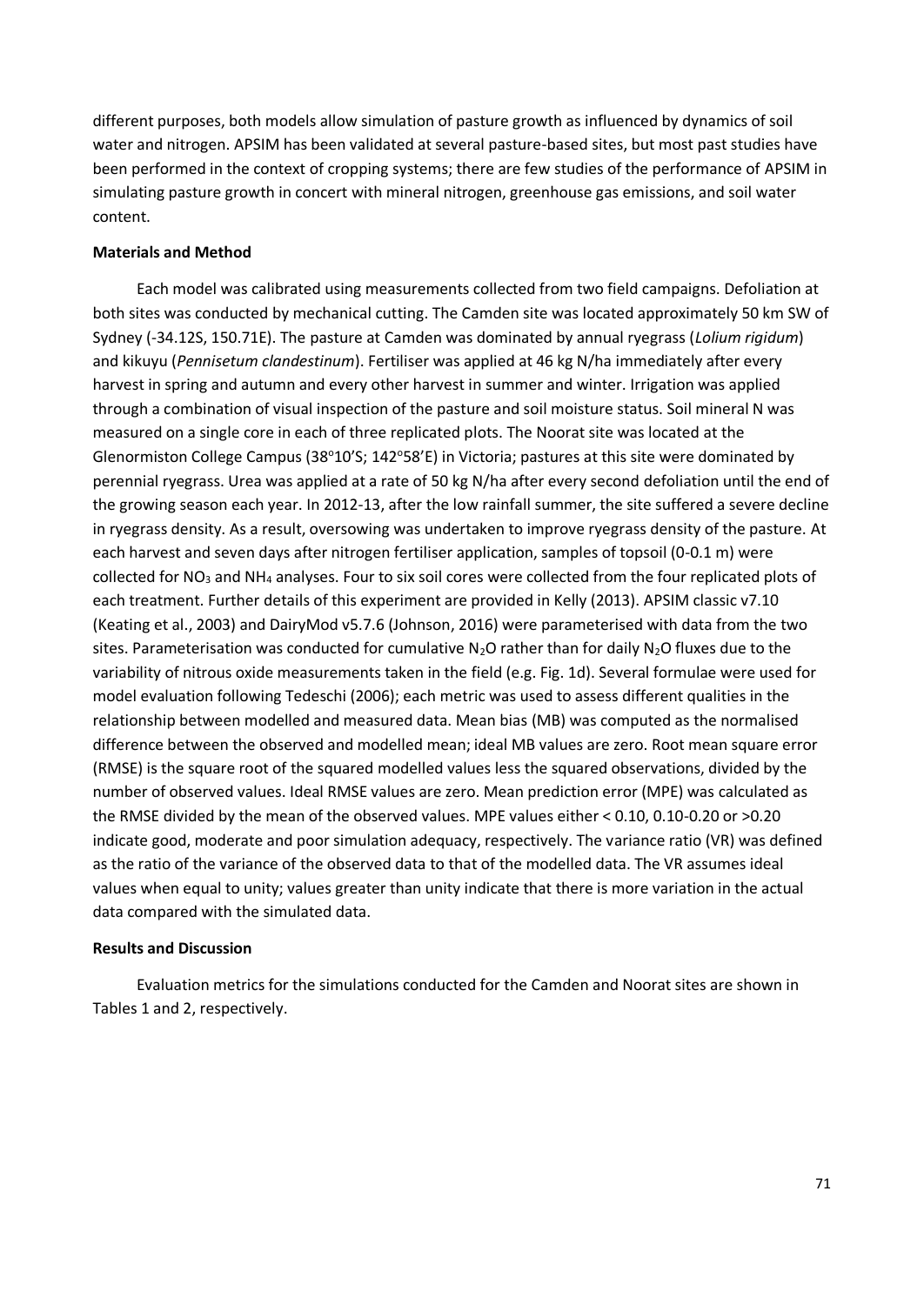different purposes, both models allow simulation of pasture growth as influenced by dynamics of soil water and nitrogen. APSIM has been validated at several pasture-based sites, but most past studies have been performed in the context of cropping systems; there are few studies of the performance of APSIM in simulating pasture growth in concert with mineral nitrogen, greenhouse gas emissions, and soil water content.

**Materials and Method**

Each model was calibrated using measurements collected from two field campaigns. Defoliation at both sites was conducted by mechanical cutting. The Camden site was located approximately 50 km SW of Sydney (-34.12S, 150.71E). The pasture at Camden was dominated by annual ryegrass (*Lolium rigidum*) and kikuyu (*Pennisetum clandestinum*). Fertiliser was applied at 46 kg N/ha immediately after every harvest in spring and autumn and every other harvest in summer and winter. Irrigation was applied through a combination of visual inspection of the pasture and soil moisture status. Soil mineral N was measured on a single core in each of three replicated plots. The Noorat site was located at the Glenormiston College Campus (38°10'S; 142°58'E) in Victoria; pastures at this site were dominated by perennial ryegrass. Urea was applied at a rate of 50 kg N/ha after every second defoliation until the end of the growing season each year. In 2012-13, after the low rainfall summer, the site suffered a severe decline in ryegrass density. As a result, oversowing was undertaken to improve ryegrass density of the pasture. At each harvest and seven days after nitrogen fertiliser application, samples of topsoil (0-0.1 m) were collected for $NO_3$ and $NH_4$ analyses. Four to six soil cores were collected from the four replicated plots of each treatment. Further details of this experiment are provided in Kelly (2013). APSIM classic v7.10 (Keating et al., 2003) and DairyMod v5.7.6 (Johnson, 2016) were parameterised with data from the two sites. Parameterisation was conducted for cumulative $N_2O$ rather than for daily $N_2O$ fluxes due to the variability of nitrous oxide measurements taken in the field (e.g. Fig. 1d). Several formulae were used for model evaluation following Tedeschi (2006); each metric was used to assess different qualities in the relationship between modelled and measured data. Mean bias (MB) was computed as the normalised difference between the observed and modelled mean; ideal MB values are zero. Root mean square error (RMSE) is the square root of the squared modelled values less the squared observations, divided by the number of observed values. Ideal RMSE values are zero. Mean prediction error (MPE) was calculated as the RMSE divided by the mean of the observed values. MPE values either < 0.10, 0.10-0.20 or >0.20 indicate good, moderate and poor simulation adequacy, respectively. The variance ratio (VR) was defined as the ratio of the variance of the observed data to that of the modelled data. The VR assumes ideal values when equal to unity; values greater than unity indicate that there is more variation in the actual data compared with the simulated data.

**Results and Discussion**

Evaluation metrics for the simulations conducted for the Camden and Noorat sites are shown in Tables 1 and 2, respectively.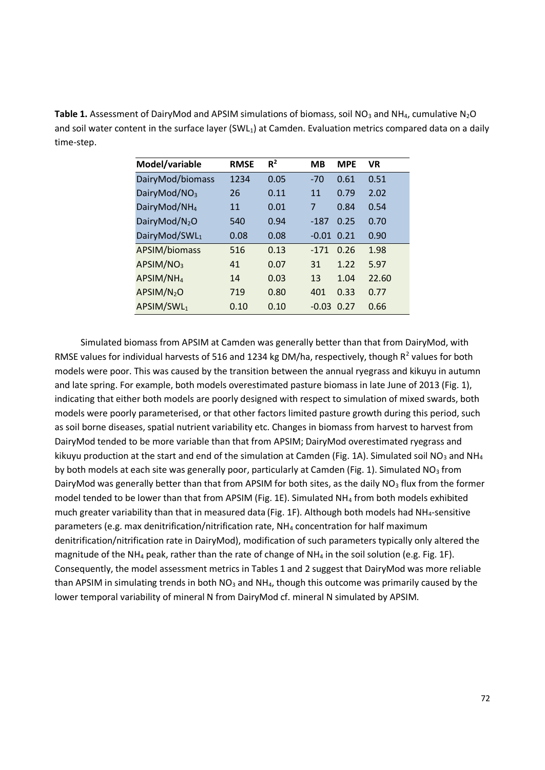**Table 1.** Assessment of DairyMod and APSIM simulations of biomass, soil $NO_3$ and $NH_4$, cumulative $N_2O$ and soil water content in the surface layer ($SWL_1$) at Camden. Evaluation metrics compared data on a daily time-step.

| Model/variable | RMSE | $R^2$ | MB | MPE | VR |
|---|---|---|---|---|---|
| DairyMod/biomass | 1234 | 0.05 | -70 | 0.61 | 0.51 |
| DairyMod/$NO_3$ | 26 | 0.11 | 11 | 0.79 | 2.02 |
| DairyMod/$NH_4$ | 11 | 0.01 | 7 | 0.84 | 0.54 |
| DairyMod/$N_2O$ | 540 | 0.94 | -187 | 0.25 | 0.70 |
| DairyMod/$SWL_1$ | 0.08 | 0.08 | -0.01 | 0.21 | 0.90 |
| APSIM/biomass | 516 | 0.13 | -171 | 0.26 | 1.98 |
| APSIM/$NO_3$ | 41 | 0.07 | 31 | 1.22 | 5.97 |
| APSIM/$NH_4$ | 14 | 0.03 | 13 | 1.04 | 22.60 |
| APSIM/$N_2O$ | 719 | 0.80 | 401 | 0.33 | 0.77 |
| APSIM/$SWL_1$ | 0.10 | 0.10 | -0.03 | 0.27 | 0.66 |

Simulated biomass from APSIM at Camden was generally better than that from DairyMod, with RMSE values for individual harvests of 516 and 1234 kg DM/ha, respectively, though $R^2$ values for both models were poor. This was caused by the transition between the annual ryegrass and kikuyu in autumn and late spring. For example, both models overestimated pasture biomass in late June of 2013 (Fig. 1), indicating that either both models are poorly designed with respect to simulation of mixed swards, both models were poorly parameterised, or that other factors limited pasture growth during this period, such as soil borne diseases, spatial nutrient variability etc. Changes in biomass from harvest to harvest from DairyMod tended to be more variable than that from APSIM; DairyMod overestimated ryegrass and kikuyu production at the start and end of the simulation at Camden (Fig. 1A). Simulated soil $NO_3$ and $NH_4$ by both models at each site was generally poor, particularly at Camden (Fig. 1). Simulated $NO_3$ from DairyMod was generally better than that from APSIM for both sites, as the daily $NO_3$ flux from the former model tended to be lower than that from APSIM (Fig. 1E). Simulated $NH_4$ from both models exhibited much greater variability than that in measured data (Fig. 1F). Although both models had $NH_4$-sensitive parameters (e.g. max denitrification/nitrification rate, $NH_4$ concentration for half maximum denitrification/nitrification rate in DairyMod), modification of such parameters typically only altered the magnitude of the $NH_4$ peak, rather than the rate of change of $NH_4$ in the soil solution (e.g. Fig. 1F). Consequently, the model assessment metrics in Tables 1 and 2 suggest that DairyMod was more reliable than APSIM in simulating trends in both $NO_3$ and $NH_4$, though this outcome was primarily caused by the lower temporal variability of mineral N from DairyMod cf. mineral N simulated by APSIM.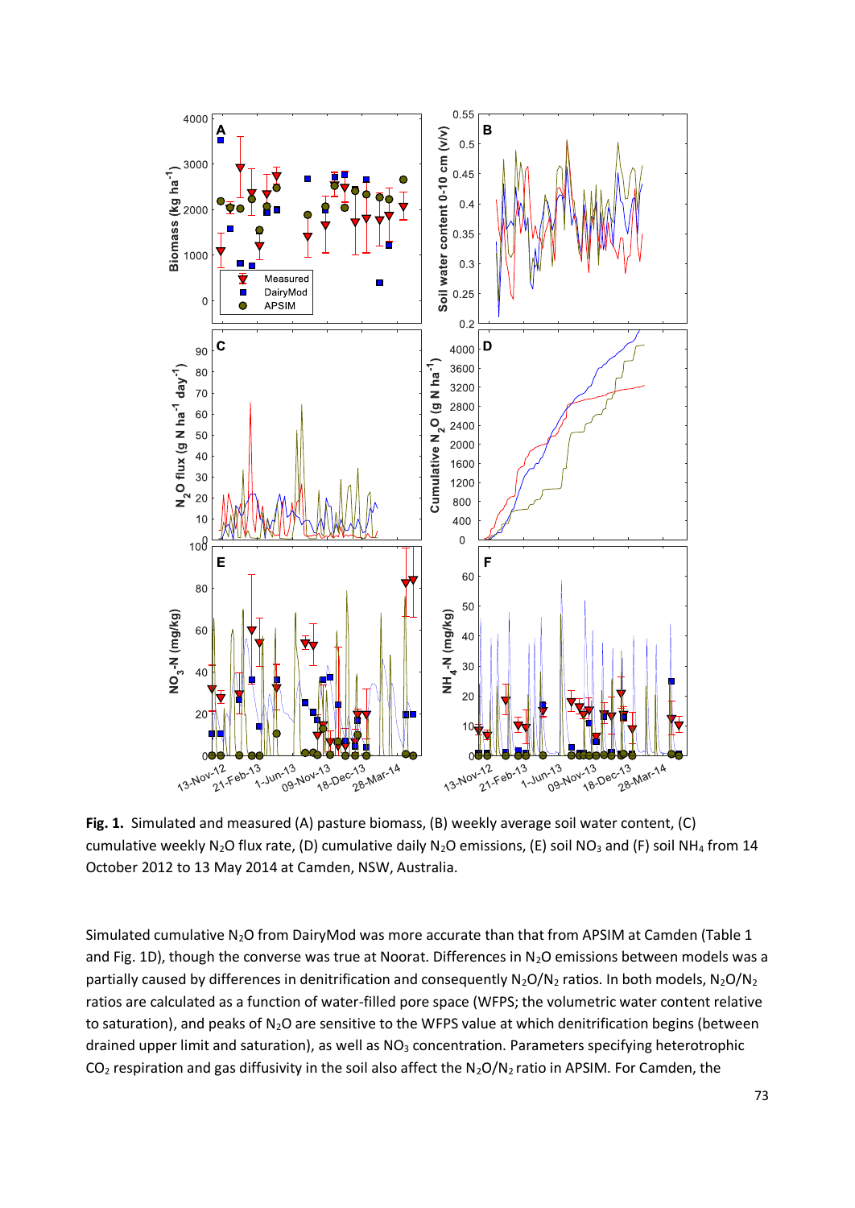**Fig. 1.** Simulated and measured (A) pasture biomass, (B) weekly average soil water content, (C) cumulative weekly $N_2O$ flux rate, (D) cumulative daily $N_2O$ emissions, (E) soil $NO_3$ and (F) soil $NH_4$ from 14 October 2012 to 13 May 2014 at Camden, NSW, Australia.

Simulated cumulative $N_2O$ from DairyMod was more accurate than that from APSIM at Camden (Table 1 and Fig. 1D), though the converse was true at Noorat. Differences in $N_2O$ emissions between models was a partially caused by differences in denitrification and consequently $N_2O/N_2$ ratios. In both models, $N_2O/N_2$ ratios are calculated as a function of water-filled pore space (WFPS; the volumetric water content relative to saturation), and peaks of $N_2O$ are sensitive to the WFPS value at which denitrification begins (between drained upper limit and saturation), as well as $NO_3$ concentration. Parameters specifying heterotrophic $CO_2$ respiration and gas diffusivity in the soil also affect the $N_2O/N_2$ ratio in APSIM. For Camden, the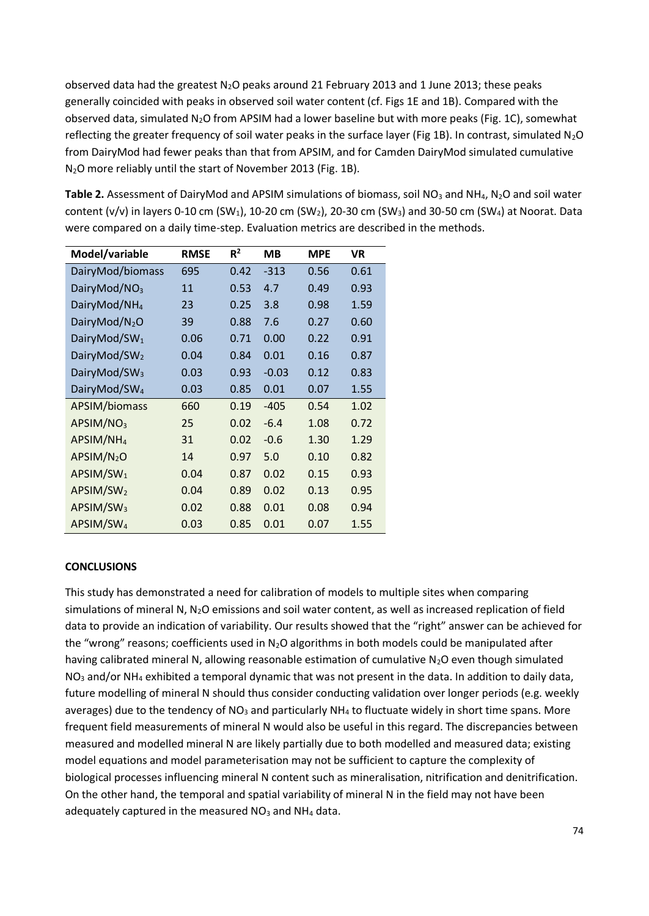observed data had the greatest $N_2O$ peaks around 21 February 2013 and 1 June 2013; these peaks generally coincided with peaks in observed soil water content (cf. Figs 1E and 1B). Compared with the observed data, simulated $N_2O$ from APSIM had a lower baseline but with more peaks (Fig. 1C), somewhat reflecting the greater frequency of soil water peaks in the surface layer (Fig 1B). In contrast, simulated $N_2O$ from DairyMod had fewer peaks than that from APSIM, and for Camden DairyMod simulated cumulative $N_2O$ more reliably until the start of November 2013 (Fig. 1B).

**Table 2.** Assessment of DairyMod and APSIM simulations of biomass, soil $NO_3$ and $NH_4$, $N_2O$ and soil water content (v/v) in layers 0-10 cm ($SW_1$), 10-20 cm ($SW_2$), 20-30 cm ($SW_3$) and 30-50 cm ($SW_4$) at Noorat. Data were compared on a daily time-step. Evaluation metrics are described in the methods.

| Model/variable | RMSE | $R^2$ | MB | MPE | VR |
|---|---|---|---|---|---|
| DairyMod/biomass | 695 | 0.42 | -313 | 0.56 | 0.61 |
| DairyMod/$NO_3$ | 11 | 0.53 | 4.7 | 0.49 | 0.93 |
| DairyMod/$NH_4$ | 23 | 0.25 | 3.8 | 0.98 | 1.59 |
| DairyMod/$N_2O$ | 39 | 0.88 | 7.6 | 0.27 | 0.60 |
| DairyMod/$SW_1$ | 0.06 | 0.71 | 0.00 | 0.22 | 0.91 |
| DairyMod/$SW_2$ | 0.04 | 0.84 | 0.01 | 0.16 | 0.87 |
| DairyMod/$SW_3$ | 0.03 | 0.93 | -0.03 | 0.12 | 0.83 |
| DairyMod/$SW_4$ | 0.03 | 0.85 | 0.01 | 0.07 | 1.55 |
| APSIM/biomass | 660 | 0.19 | -405 | 0.54 | 1.02 |
| APSIM/$NO_3$ | 25 | 0.02 | -6.4 | 1.08 | 0.72 |
| APSIM/$NH_4$ | 31 | 0.02 | -0.6 | 1.30 | 1.29 |
| APSIM/$N_2O$ | 14 | 0.97 | 5.0 | 0.10 | 0.82 |
| APSIM/$SW_1$ | 0.04 | 0.87 | 0.02 | 0.15 | 0.93 |
| APSIM/$SW_2$ | 0.04 | 0.89 | 0.02 | 0.13 | 0.95 |
| APSIM/$SW_3$ | 0.02 | 0.88 | 0.01 | 0.08 | 0.94 |
| APSIM/$SW_4$ | 0.03 | 0.85 | 0.01 | 0.07 | 1.55 |

**CONCLUSIONS**

This study has demonstrated a need for calibration of models to multiple sites when comparing simulations of mineral N, $N_2O$ emissions and soil water content, as well as increased replication of field data to provide an indication of variability. Our results showed that the "right" answer can be achieved for the "wrong" reasons; coefficients used in $N_2O$ algorithms in both models could be manipulated after having calibrated mineral N, allowing reasonable estimation of cumulative $N_2O$ even though simulated $NO_3$ and/or $NH_4$ exhibited a temporal dynamic that was not present in the data. In addition to daily data, future modelling of mineral N should thus consider conducting validation over longer periods (e.g. weekly averages) due to the tendency of $NO_3$ and particularly $NH_4$ to fluctuate widely in short time spans. More frequent field measurements of mineral N would also be useful in this regard. The discrepancies between measured and modelled mineral N are likely partially due to both modelled and measured data; existing model equations and model parameterisation may not be sufficient to capture the complexity of biological processes influencing mineral N content such as mineralisation, nitrification and denitrification. On the other hand, the temporal and spatial variability of mineral N in the field may not have been adequately captured in the measured $NO_3$ and $NH_4$ data.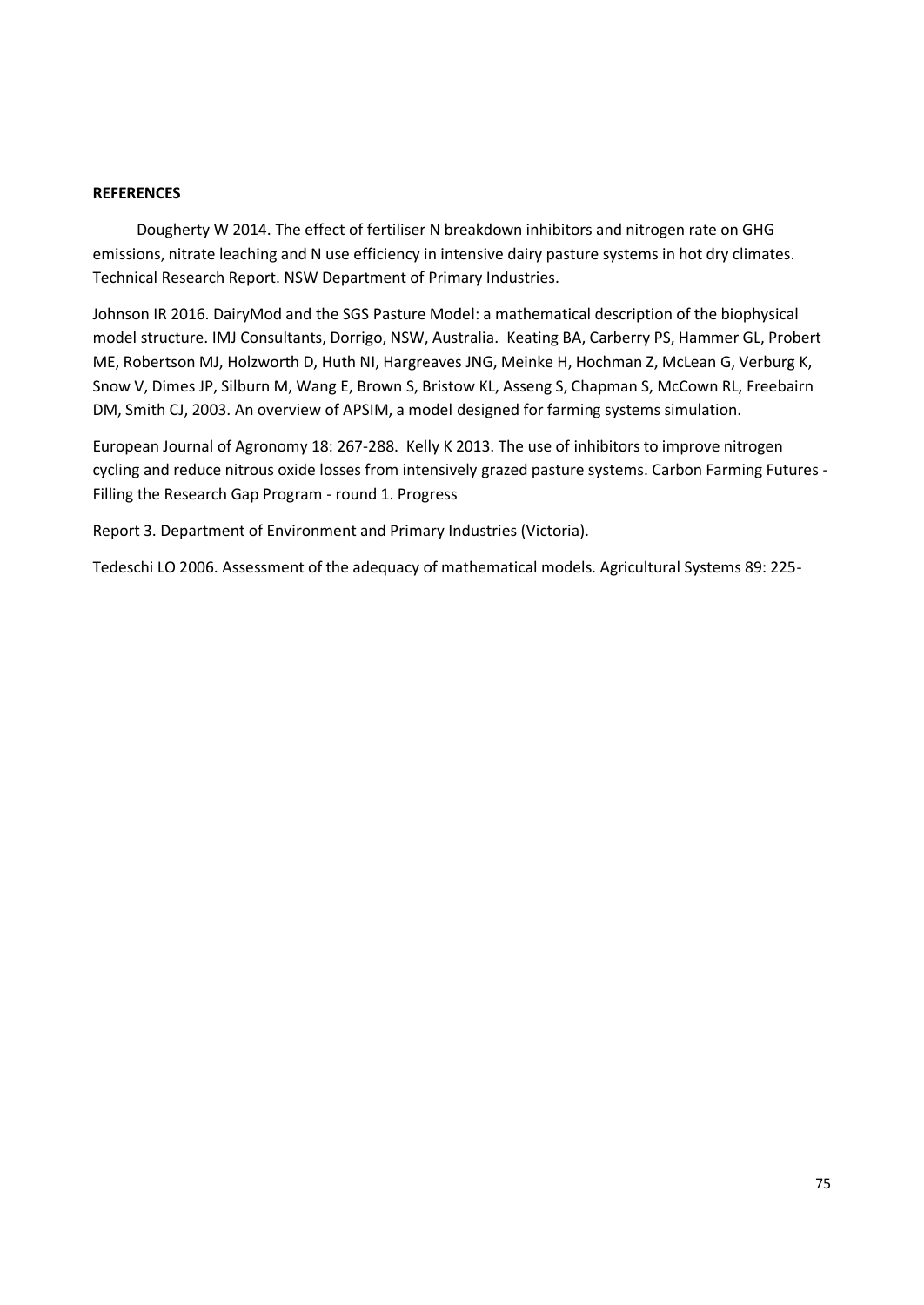**REFERENCES**

Dougherty W 2014. The effect of fertiliser N breakdown inhibitors and nitrogen rate on GHG emissions, nitrate leaching and N use efficiency in intensive dairy pasture systems in hot dry climates. Technical Research Report. NSW Department of Primary Industries.

Johnson IR 2016. DairyMod and the SGS Pasture Model: a mathematical description of the biophysical model structure. IMJ Consultants, Dorrigo, NSW, Australia. Keating BA, Carberry PS, Hammer GL, Probert ME, Robertson MJ, Holzworth D, Huth NI, Hargreaves JNG, Meinke H, Hochman Z, McLean G, Verburg K, Snow V, Dimes JP, Silburn M, Wang E, Brown S, Bristow KL, Asseng S, Chapman S, McCown RL, Freebairn DM, Smith CJ, 2003. An overview of APSIM, a model designed for farming systems simulation.

European Journal of Agronomy 18: 267-288. Kelly K 2013. The use of inhibitors to improve nitrogen cycling and reduce nitrous oxide losses from intensively grazed pasture systems. Carbon Farming Futures - Filling the Research Gap Program - round 1. Progress

Report 3. Department of Environment and Primary Industries (Victoria).

Tedeschi LO 2006. Assessment of the adequacy of mathematical models. Agricultural Systems 89: 225-